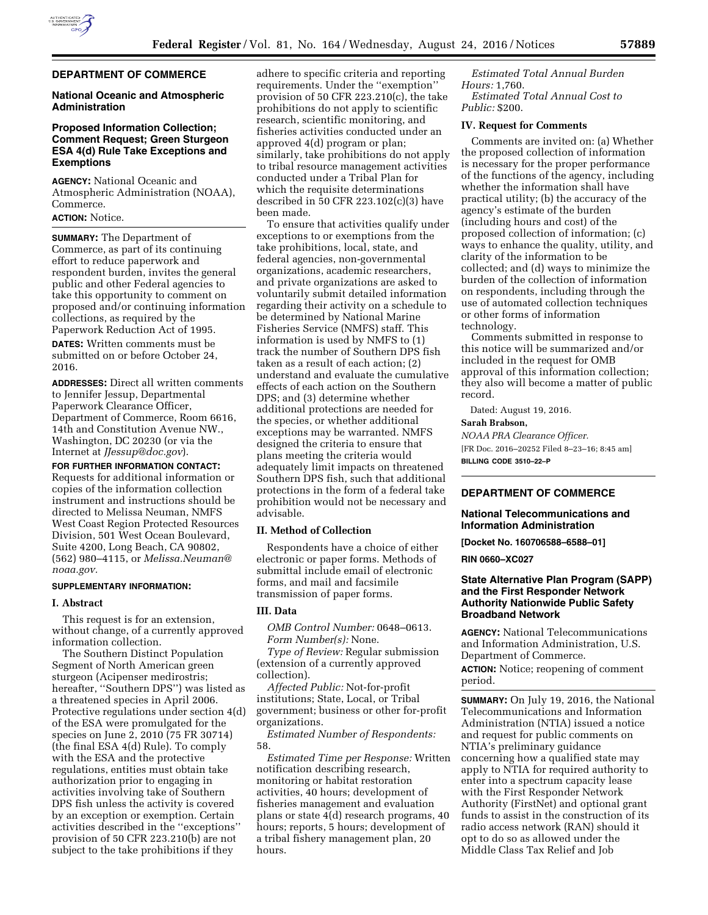## DEPARTMENT OF COMMERCE

### National Oceanic and Atmospheric Administration

### Proposed Information Collection; Comment Request; Green Sturgeon ESA 4(d) Rule Take Exceptions and Exemptions

**AGENCY:** National Oceanic and Atmospheric Administration (NOAA), Commerce.

**ACTION:** Notice.

**SUMMARY:** The Department of Commerce, as part of its continuing effort to reduce paperwork and respondent burden, invites the general public and other Federal agencies to take this opportunity to comment on proposed and/or continuing information collections, as required by the Paperwork Reduction Act of 1995.

**DATES:** Written comments must be submitted on or before October 24, 2016.

**ADDRESSES:** Direct all written comments to Jennifer Jessup, Departmental Paperwork Clearance Officer, Department of Commerce, Room 6616, 14th and Constitution Avenue NW., Washington, DC 20230 (or via the Internet at *JJessup@doc.gov*).

**FOR FURTHER INFORMATION CONTACT:** Requests for additional information or copies of the information collection instrument and instructions should be directed to Melissa Neuman, NMFS West Coast Region Protected Resources Division, 501 West Ocean Boulevard, Suite 4200, Long Beach, CA 90802, (562) 980–4115, or *Melissa.Neuman@noaa.gov.*

**SUPPLEMENTARY INFORMATION:**

#### I. Abstract

This request is for an extension, without change, of a currently approved information collection.

The Southern Distinct Population Segment of North American green sturgeon (Acipenser medirostris; hereafter, ''Southern DPS'') was listed as a threatened species in April 2006. Protective regulations under section 4(d) of the ESA were promulgated for the species on June 2, 2010 (75 FR 30714) (the final ESA 4(d) Rule). To comply with the ESA and the protective regulations, entities must obtain take authorization prior to engaging in activities involving take of Southern DPS fish unless the activity is covered by an exception or exemption. Certain activities described in the ''exceptions'' provision of 50 CFR 223.210(b) are not subject to the take prohibitions if they adhere to specific criteria and reporting requirements. Under the ''exemption'' provision of 50 CFR 223.210(c), the take prohibitions do not apply to scientific research, scientific monitoring, and fisheries activities conducted under an approved 4(d) program or plan; similarly, take prohibitions do not apply to tribal resource management activities conducted under a Tribal Plan for which the requisite determinations described in 50 CFR 223.102(c)(3) have been made.

To ensure that activities qualify under exceptions to or exemptions from the take prohibitions, local, state, and federal agencies, non-governmental organizations, academic researchers, and private organizations are asked to voluntarily submit detailed information regarding their activity on a schedule to be determined by National Marine Fisheries Service (NMFS) staff. This information is used by NMFS to (1) track the number of Southern DPS fish taken as a result of each action; (2) understand and evaluate the cumulative effects of each action on the Southern DPS; and (3) determine whether additional protections are needed for the species, or whether additional exceptions may be warranted. NMFS designed the criteria to ensure that plans meeting the criteria would adequately limit impacts on threatened Southern DPS fish, such that additional protections in the form of a federal take prohibition would not be necessary and advisable.

#### II. Method of Collection

Respondents have a choice of either electronic or paper forms. Methods of submittal include email of electronic forms, and mail and facsimile transmission of paper forms.

#### III. Data

*OMB Control Number:* 0648–0613.

*Form Number(s):* None.

*Type of Review:* Regular submission (extension of a currently approved collection).

*Affected Public:* Not-for-profit institutions; State, Local, or Tribal government; business or other for-profit organizations.

*Estimated Number of Respondents:* 58.

*Estimated Time per Response:* Written notification describing research, monitoring or habitat restoration activities, 40 hours; development of fisheries management and evaluation plans or state 4(d) research programs, 40 hours; reports, 5 hours; development of a tribal fishery management plan, 20 hours.

*Estimated Total Annual Burden Hours:* 1,760.

*Estimated Total Annual Cost to Public:* $200.

#### IV. Request for Comments

Comments are invited on: (a) Whether the proposed collection of information is necessary for the proper performance of the functions of the agency, including whether the information shall have practical utility; (b) the accuracy of the agency's estimate of the burden (including hours and cost) of the proposed collection of information; (c) ways to enhance the quality, utility, and clarity of the information to be collected; and (d) ways to minimize the burden of the collection of information on respondents, including through the use of automated collection techniques or other forms of information technology.

Comments submitted in response to this notice will be summarized and/or included in the request for OMB approval of this information collection; they also will become a matter of public record.

Dated: August 19, 2016.

**Sarah Brabson,**

*NOAA PRA Clearance Officer.*

[FR Doc. 2016–20252 Filed 8–23–16; 8:45 am]

**BILLING CODE 3510–22–P**

## DEPARTMENT OF COMMERCE

### National Telecommunications and Information Administration

**[Docket No. 160706588–6588–01]**

**RIN 0660–XC027**

### State Alternative Plan Program (SAPP) and the First Responder Network Authority Nationwide Public Safety Broadband Network

**AGENCY:** National Telecommunications and Information Administration, U.S. Department of Commerce.

**ACTION:** Notice; reopening of comment period.

**SUMMARY:** On July 19, 2016, the National Telecommunications and Information Administration (NTIA) issued a notice and request for public comments on NTIA's preliminary guidance concerning how a qualified state may apply to NTIA for required authority to enter into a spectrum capacity lease with the First Responder Network Authority (FirstNet) and optional grant funds to assist in the construction of its radio access network (RAN) should it opt to do so as allowed under the Middle Class Tax Relief and Job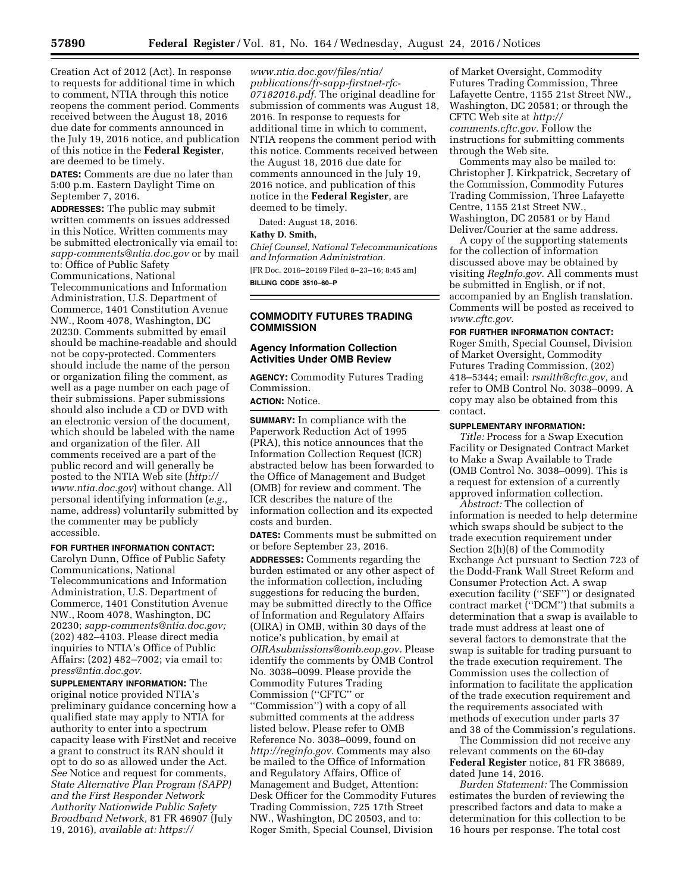Creation Act of 2012 (Act). In response to requests for additional time in which to comment, NTIA through this notice reopens the comment period. Comments received between the August 18, 2016 due date for comments announced in the July 19, 2016 notice, and publication of this notice in the **Federal Register**, are deemed to be timely.

**DATES:** Comments are due no later than 5:00 p.m. Eastern Daylight Time on September 7, 2016.

**ADDRESSES:** The public may submit written comments on issues addressed in this Notice. Written comments may be submitted electronically via email to: *sapp-comments@ntia.doc.gov* or by mail to: Office of Public Safety Communications, National Telecommunications and Information Administration, U.S. Department of Commerce, 1401 Constitution Avenue NW., Room 4078, Washington, DC 20230. Comments submitted by email should be machine-readable and should not be copy-protected. Commenters should include the name of the person or organization filing the comment, as well as a page number on each page of their submissions. Paper submissions should also include a CD or DVD with an electronic version of the document, which should be labeled with the name and organization of the filer. All comments received are a part of the public record and will generally be posted to the NTIA Web site (*http://www.ntia.doc.gov*) without change. All personal identifying information (*e.g.,* name, address) voluntarily submitted by the commenter may be publicly accessible.

**FOR FURTHER INFORMATION CONTACT:** Carolyn Dunn, Office of Public Safety Communications, National Telecommunications and Information Administration, U.S. Department of Commerce, 1401 Constitution Avenue NW., Room 4078, Washington, DC 20230; *sapp-comments@ntia.doc.gov;* (202) 482–4103. Please direct media inquiries to NTIA's Office of Public Affairs: (202) 482–7002; via email to: *press@ntia.doc.gov.*

**SUPPLEMENTARY INFORMATION:** The original notice provided NTIA's preliminary guidance concerning how a qualified state may apply to NTIA for authority to enter into a spectrum capacity lease with FirstNet and receive a grant to construct its RAN should it opt to do so as allowed under the Act. *See* Notice and request for comments, *State Alternative Plan Program (SAPP) and the First Responder Network Authority Nationwide Public Safety Broadband Network,* 81 FR 46907 (July 19, 2016), *available at: https://www.ntia.doc.gov/files/ntia/publications/fr-sapp-firstnet-rfc-07182016.pdf.* The original deadline for submission of comments was August 18, 2016. In response to requests for additional time in which to comment, NTIA reopens the comment period with this notice. Comments received between the August 18, 2016 due date for comments announced in the July 19, 2016 notice, and publication of this notice in the **Federal Register**, are deemed to be timely.

Dated: August 18, 2016.

**Kathy D. Smith,**

*Chief Counsel, National Telecommunications and Information Administration.*

[FR Doc. 2016–20169 Filed 8–23–16; 8:45 am]

**BILLING CODE 3510–60–P**

## COMMODITY FUTURES TRADING COMMISSION

### Agency Information Collection Activities Under OMB Review

**AGENCY:** Commodity Futures Trading Commission.

**ACTION:** Notice.

**SUMMARY:** In compliance with the Paperwork Reduction Act of 1995 (PRA), this notice announces that the Information Collection Request (ICR) abstracted below has been forwarded to the Office of Management and Budget (OMB) for review and comment. The ICR describes the nature of the information collection and its expected costs and burden.

**DATES:** Comments must be submitted on or before September 23, 2016.

**ADDRESSES:** Comments regarding the burden estimated or any other aspect of the information collection, including suggestions for reducing the burden, may be submitted directly to the Office of Information and Regulatory Affairs (OIRA) in OMB, within 30 days of the notice's publication, by email at *OIRAsubmissions@omb.eop.gov.* Please identify the comments by OMB Control No. 3038–0099. Please provide the Commodity Futures Trading Commission (''CFTC'' or ''Commission'') with a copy of all submitted comments at the address listed below. Please refer to OMB Reference No. 3038–0099, found on *http://reginfo.gov.* Comments may also be mailed to the Office of Information and Regulatory Affairs, Office of Management and Budget, Attention: Desk Officer for the Commodity Futures Trading Commission, 725 17th Street NW., Washington, DC 20503, and to: Roger Smith, Special Counsel, Division of Market Oversight, Commodity Futures Trading Commission, Three Lafayette Centre, 1155 21st Street NW., Washington, DC 20581; or through the CFTC Web site at *http://comments.cftc.gov.* Follow the instructions for submitting comments through the Web site.

Comments may also be mailed to: Christopher J. Kirkpatrick, Secretary of the Commission, Commodity Futures Trading Commission, Three Lafayette Centre, 1155 21st Street NW., Washington, DC 20581 or by Hand Deliver/Courier at the same address.

A copy of the supporting statements for the collection of information discussed above may be obtained by visiting *RegInfo.gov.* All comments must be submitted in English, or if not, accompanied by an English translation. Comments will be posted as received to *www.cftc.gov.*

**FOR FURTHER INFORMATION CONTACT:** Roger Smith, Special Counsel, Division of Market Oversight, Commodity Futures Trading Commission, (202) 418–5344; email: *rsmith@cftc.gov,* and refer to OMB Control No. 3038–0099. A copy may also be obtained from this contact.

**SUPPLEMENTARY INFORMATION:**

*Title:* Process for a Swap Execution Facility or Designated Contract Market to Make a Swap Available to Trade (OMB Control No. 3038–0099). This is a request for extension of a currently approved information collection.

*Abstract:* The collection of information is needed to help determine which swaps should be subject to the trade execution requirement under Section 2(h)(8) of the Commodity Exchange Act pursuant to Section 723 of the Dodd-Frank Wall Street Reform and Consumer Protection Act. A swap execution facility (''SEF'') or designated contract market (''DCM'') that submits a determination that a swap is available to trade must address at least one of several factors to demonstrate that the swap is suitable for trading pursuant to the trade execution requirement. The Commission uses the collection of information to facilitate the application of the trade execution requirement and the requirements associated with methods of execution under parts 37 and 38 of the Commission's regulations.

The Commission did not receive any relevant comments on the 60-day **Federal Register** notice, 81 FR 38689, dated June 14, 2016.

*Burden Statement:* The Commission estimates the burden of reviewing the prescribed factors and data to make a determination for this collection to be 16 hours per response. The total cost